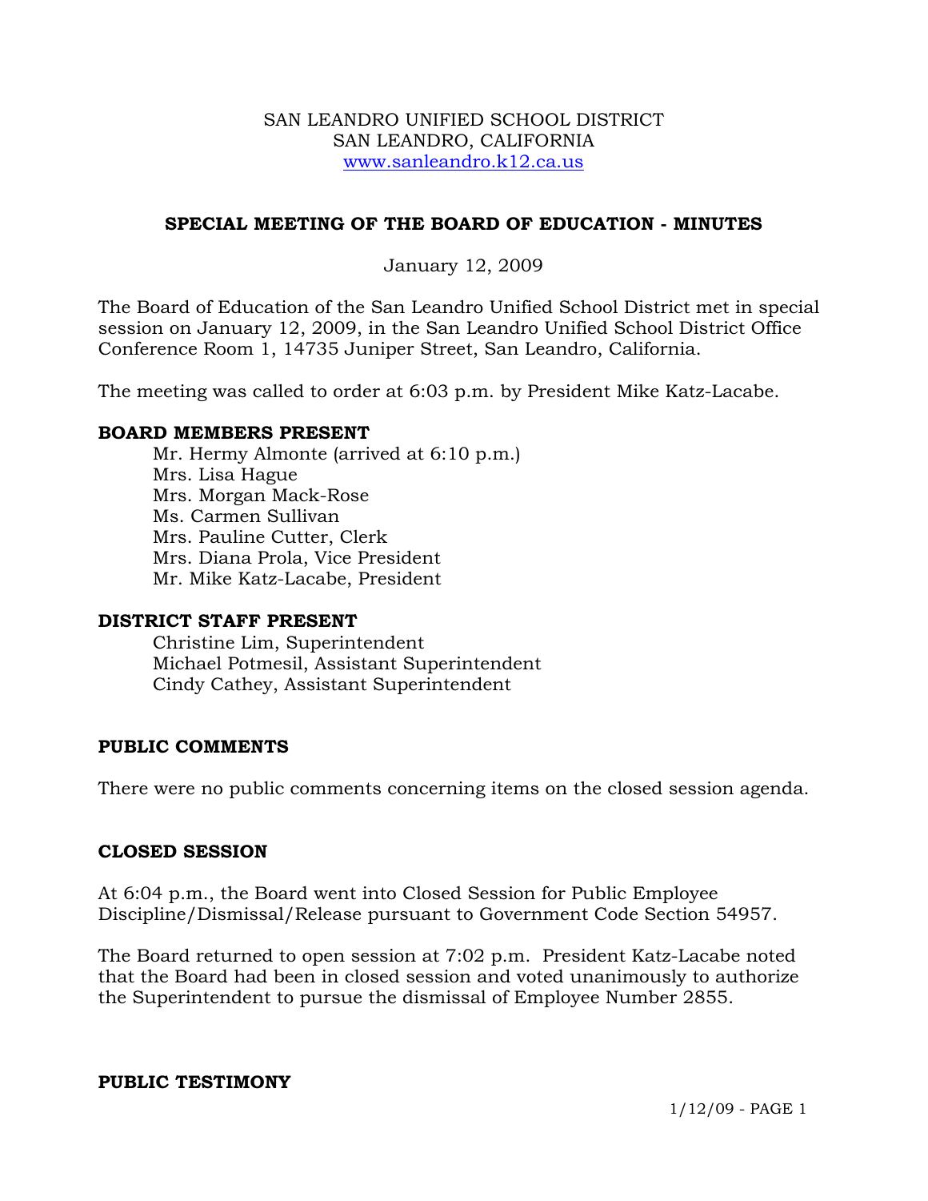SAN LEANDRO UNIFIED SCHOOL DISTRICT
SAN LEANDRO, CALIFORNIA
www.sanleandro.k12.ca.us

## SPECIAL MEETING OF THE BOARD OF EDUCATION - MINUTES

January 12, 2009

The Board of Education of the San Leandro Unified School District met in special session on January 12, 2009, in the San Leandro Unified School District Office Conference Room 1, 14735 Juniper Street, San Leandro, California.

The meeting was called to order at 6:03 p.m. by President Mike Katz-Lacabe.

**BOARD MEMBERS PRESENT**

Mr. Hermy Almonte (arrived at 6:10 p.m.)
Mrs. Lisa Hague
Mrs. Morgan Mack-Rose
Ms. Carmen Sullivan
Mrs. Pauline Cutter, Clerk
Mrs. Diana Prola, Vice President
Mr. Mike Katz-Lacabe, President

**DISTRICT STAFF PRESENT**

Christine Lim, Superintendent
Michael Potmesil, Assistant Superintendent
Cindy Cathey, Assistant Superintendent

**PUBLIC COMMENTS**

There were no public comments concerning items on the closed session agenda.

**CLOSED SESSION**

At 6:04 p.m., the Board went into Closed Session for Public Employee Discipline/Dismissal/Release pursuant to Government Code Section 54957.

The Board returned to open session at 7:02 p.m. President Katz-Lacabe noted that the Board had been in closed session and voted unanimously to authorize the Superintendent to pursue the dismissal of Employee Number 2855.

**PUBLIC TESTIMONY**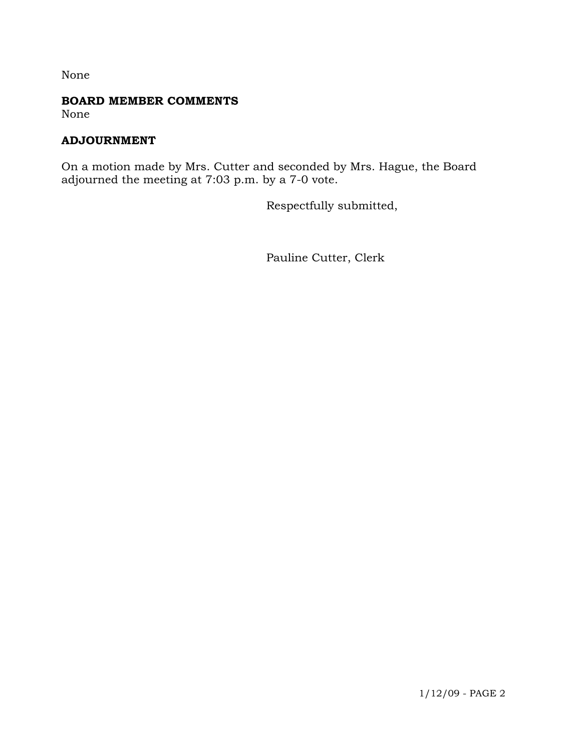None

**BOARD MEMBER COMMENTS**
None

**ADJOURNMENT**

On a motion made by Mrs. Cutter and seconded by Mrs. Hague, the Board adjourned the meeting at 7:03 p.m. by a 7-0 vote.

Respectfully submitted,

Pauline Cutter, Clerk